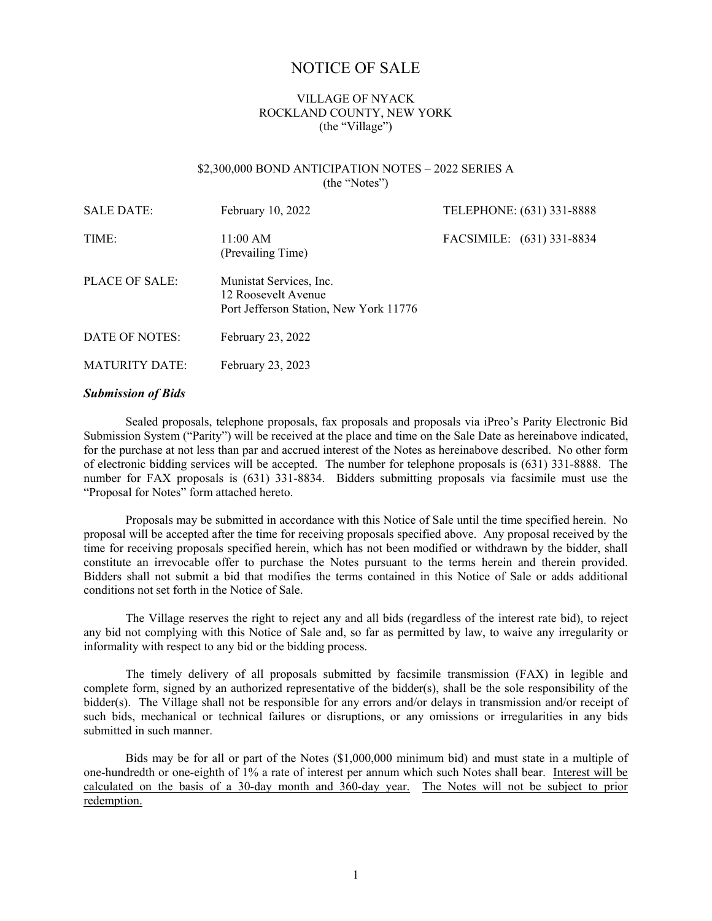# NOTICE OF SALE

VILLAGE OF NYACK
ROCKLAND COUNTY, NEW YORK
(the "Village")

$2,300,000 BOND ANTICIPATION NOTES – 2022 SERIES A
(the "Notes")

| | | |
|---|---|---|
| SALE DATE: | February 10, 2022 | TELEPHONE: (631) 331-8888 |
| TIME: | 11:00 AM (Prevailing Time) | FACSIMILE: (631) 331-8834 |
| PLACE OF SALE: | Munistat Services, Inc.<br>12 Roosevelt Avenue<br>Port Jefferson Station, New York 11776 | |
| DATE OF NOTES: | February 23, 2022 | |
| MATURITY DATE: | February 23, 2023 | |

***Submission of Bids***

Sealed proposals, telephone proposals, fax proposals and proposals via iPreo's Parity Electronic Bid Submission System ("Parity") will be received at the place and time on the Sale Date as hereinabove indicated, for the purchase at not less than par and accrued interest of the Notes as hereinabove described. No other form of electronic bidding services will be accepted. The number for telephone proposals is (631) 331-8888. The number for FAX proposals is (631) 331-8834. Bidders submitting proposals via facsimile must use the "Proposal for Notes" form attached hereto.

Proposals may be submitted in accordance with this Notice of Sale until the time specified herein. No proposal will be accepted after the time for receiving proposals specified above. Any proposal received by the time for receiving proposals specified herein, which has not been modified or withdrawn by the bidder, shall constitute an irrevocable offer to purchase the Notes pursuant to the terms herein and therein provided. Bidders shall not submit a bid that modifies the terms contained in this Notice of Sale or adds additional conditions not set forth in the Notice of Sale.

The Village reserves the right to reject any and all bids (regardless of the interest rate bid), to reject any bid not complying with this Notice of Sale and, so far as permitted by law, to waive any irregularity or informality with respect to any bid or the bidding process.

The timely delivery of all proposals submitted by facsimile transmission (FAX) in legible and complete form, signed by an authorized representative of the bidder(s), shall be the sole responsibility of the bidder(s). The Village shall not be responsible for any errors and/or delays in transmission and/or receipt of such bids, mechanical or technical failures or disruptions, or any omissions or irregularities in any bids submitted in such manner.

Bids may be for all or part of the Notes ($1,000,000 minimum bid) and must state in a multiple of one-hundredth or one-eighth of 1% a rate of interest per annum which such Notes shall bear. <u>Interest will be calculated on the basis of a 30-day month and 360-day year.</u> <u>The Notes will not be subject to prior redemption.</u>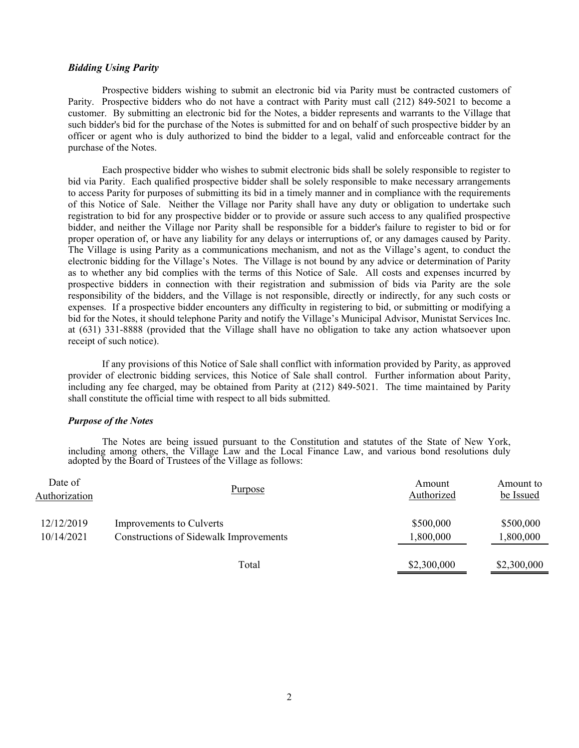### *Bidding Using Parity*

Prospective bidders wishing to submit an electronic bid via Parity must be contracted customers of Parity. Prospective bidders who do not have a contract with Parity must call (212) 849-5021 to become a customer. By submitting an electronic bid for the Notes, a bidder represents and warrants to the Village that such bidder's bid for the purchase of the Notes is submitted for and on behalf of such prospective bidder by an officer or agent who is duly authorized to bind the bidder to a legal, valid and enforceable contract for the purchase of the Notes.

Each prospective bidder who wishes to submit electronic bids shall be solely responsible to register to bid via Parity. Each qualified prospective bidder shall be solely responsible to make necessary arrangements to access Parity for purposes of submitting its bid in a timely manner and in compliance with the requirements of this Notice of Sale. Neither the Village nor Parity shall have any duty or obligation to undertake such registration to bid for any prospective bidder or to provide or assure such access to any qualified prospective bidder, and neither the Village nor Parity shall be responsible for a bidder's failure to register to bid or for proper operation of, or have any liability for any delays or interruptions of, or any damages caused by Parity. The Village is using Parity as a communications mechanism, and not as the Village's agent, to conduct the electronic bidding for the Village's Notes. The Village is not bound by any advice or determination of Parity as to whether any bid complies with the terms of this Notice of Sale. All costs and expenses incurred by prospective bidders in connection with their registration and submission of bids via Parity are the sole responsibility of the bidders, and the Village is not responsible, directly or indirectly, for any such costs or expenses. If a prospective bidder encounters any difficulty in registering to bid, or submitting or modifying a bid for the Notes, it should telephone Parity and notify the Village's Municipal Advisor, Munistat Services Inc. at (631) 331-8888 (provided that the Village shall have no obligation to take any action whatsoever upon receipt of such notice).

If any provisions of this Notice of Sale shall conflict with information provided by Parity, as approved provider of electronic bidding services, this Notice of Sale shall control. Further information about Parity, including any fee charged, may be obtained from Parity at (212) 849-5021. The time maintained by Parity shall constitute the official time with respect to all bids submitted.

### *Purpose of the Notes*

The Notes are being issued pursuant to the Constitution and statutes of the State of New York, including among others, the Village Law and the Local Finance Law, and various bond resolutions duly adopted by the Board of Trustees of the Village as follows:

| Date of Authorization | Purpose | Amount Authorized | Amount to be Issued |
|---|---|---|---|
| 12/12/2019 | Improvements to Culverts | $500,000 | $500,000 |
| 10/14/2021 | Constructions of Sidewalk Improvements | 1,800,000 | 1,800,000 |
| | Total | $2,300,000 | $2,300,000 |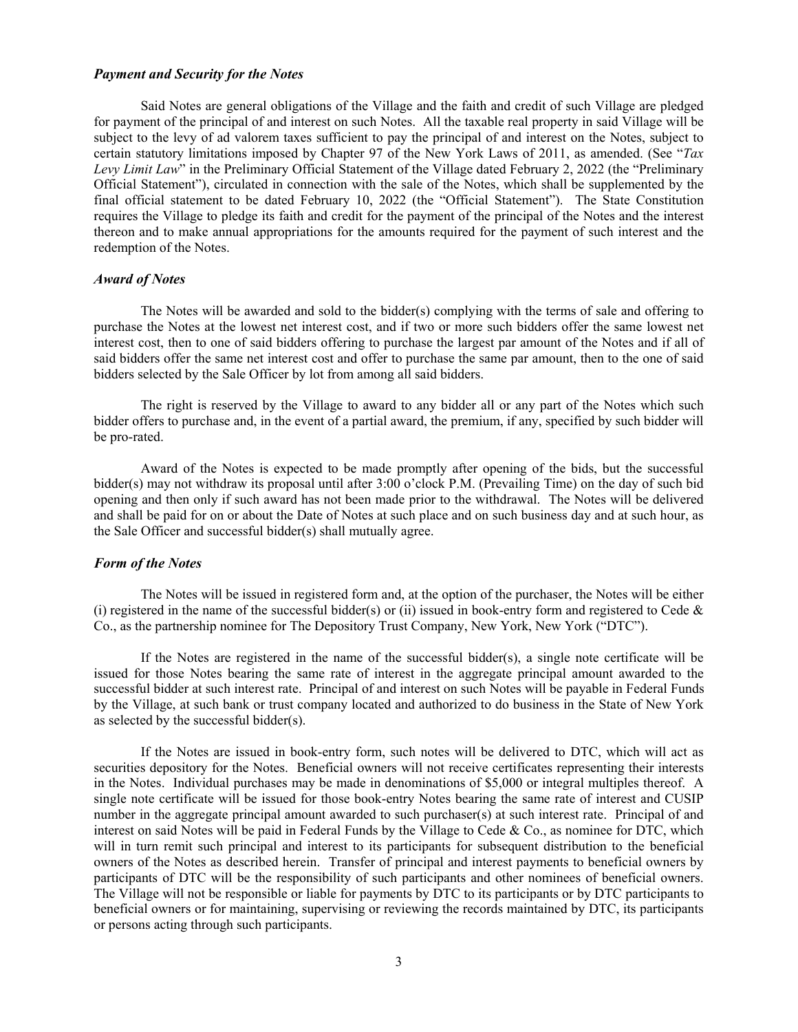### *Payment and Security for the Notes*

Said Notes are general obligations of the Village and the faith and credit of such Village are pledged for payment of the principal of and interest on such Notes. All the taxable real property in said Village will be subject to the levy of ad valorem taxes sufficient to pay the principal of and interest on the Notes, subject to certain statutory limitations imposed by Chapter 97 of the New York Laws of 2011, as amended. (See "*Tax Levy Limit Law*" in the Preliminary Official Statement of the Village dated February 2, 2022 (the "Preliminary Official Statement"), circulated in connection with the sale of the Notes, which shall be supplemented by the final official statement to be dated February 10, 2022 (the "Official Statement"). The State Constitution requires the Village to pledge its faith and credit for the payment of the principal of the Notes and the interest thereon and to make annual appropriations for the amounts required for the payment of such interest and the redemption of the Notes.

### *Award of Notes*

The Notes will be awarded and sold to the bidder(s) complying with the terms of sale and offering to purchase the Notes at the lowest net interest cost, and if two or more such bidders offer the same lowest net interest cost, then to one of said bidders offering to purchase the largest par amount of the Notes and if all of said bidders offer the same net interest cost and offer to purchase the same par amount, then to the one of said bidders selected by the Sale Officer by lot from among all said bidders.

The right is reserved by the Village to award to any bidder all or any part of the Notes which such bidder offers to purchase and, in the event of a partial award, the premium, if any, specified by such bidder will be pro-rated.

Award of the Notes is expected to be made promptly after opening of the bids, but the successful bidder(s) may not withdraw its proposal until after 3:00 o'clock P.M. (Prevailing Time) on the day of such bid opening and then only if such award has not been made prior to the withdrawal. The Notes will be delivered and shall be paid for on or about the Date of Notes at such place and on such business day and at such hour, as the Sale Officer and successful bidder(s) shall mutually agree.

### *Form of the Notes*

The Notes will be issued in registered form and, at the option of the purchaser, the Notes will be either (i) registered in the name of the successful bidder(s) or (ii) issued in book-entry form and registered to Cede & Co., as the partnership nominee for The Depository Trust Company, New York, New York ("DTC").

If the Notes are registered in the name of the successful bidder(s), a single note certificate will be issued for those Notes bearing the same rate of interest in the aggregate principal amount awarded to the successful bidder at such interest rate. Principal of and interest on such Notes will be payable in Federal Funds by the Village, at such bank or trust company located and authorized to do business in the State of New York as selected by the successful bidder(s).

If the Notes are issued in book-entry form, such notes will be delivered to DTC, which will act as securities depository for the Notes. Beneficial owners will not receive certificates representing their interests in the Notes. Individual purchases may be made in denominations of $5,000 or integral multiples thereof. A single note certificate will be issued for those book-entry Notes bearing the same rate of interest and CUSIP number in the aggregate principal amount awarded to such purchaser(s) at such interest rate. Principal of and interest on said Notes will be paid in Federal Funds by the Village to Cede & Co., as nominee for DTC, which will in turn remit such principal and interest to its participants for subsequent distribution to the beneficial owners of the Notes as described herein. Transfer of principal and interest payments to beneficial owners by participants of DTC will be the responsibility of such participants and other nominees of beneficial owners. The Village will not be responsible or liable for payments by DTC to its participants or by DTC participants to beneficial owners or for maintaining, supervising or reviewing the records maintained by DTC, its participants or persons acting through such participants.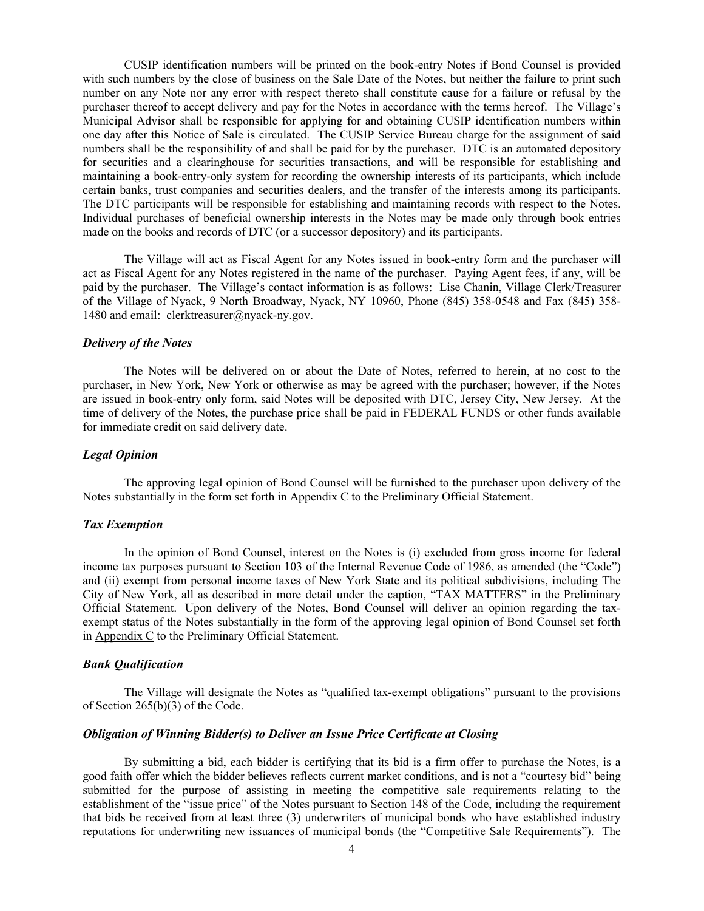CUSIP identification numbers will be printed on the book-entry Notes if Bond Counsel is provided with such numbers by the close of business on the Sale Date of the Notes, but neither the failure to print such number on any Note nor any error with respect thereto shall constitute cause for a failure or refusal by the purchaser thereof to accept delivery and pay for the Notes in accordance with the terms hereof. The Village's Municipal Advisor shall be responsible for applying for and obtaining CUSIP identification numbers within one day after this Notice of Sale is circulated. The CUSIP Service Bureau charge for the assignment of said numbers shall be the responsibility of and shall be paid for by the purchaser. DTC is an automated depository for securities and a clearinghouse for securities transactions, and will be responsible for establishing and maintaining a book-entry-only system for recording the ownership interests of its participants, which include certain banks, trust companies and securities dealers, and the transfer of the interests among its participants. The DTC participants will be responsible for establishing and maintaining records with respect to the Notes. Individual purchases of beneficial ownership interests in the Notes may be made only through book entries made on the books and records of DTC (or a successor depository) and its participants.

The Village will act as Fiscal Agent for any Notes issued in book-entry form and the purchaser will act as Fiscal Agent for any Notes registered in the name of the purchaser. Paying Agent fees, if any, will be paid by the purchaser. The Village's contact information is as follows: Lise Chanin, Village Clerk/Treasurer of the Village of Nyack, 9 North Broadway, Nyack, NY 10960, Phone (845) 358-0548 and Fax (845) 358-1480 and email: clerktreasurer@nyack-ny.gov.

### *Delivery of the Notes*

The Notes will be delivered on or about the Date of Notes, referred to herein, at no cost to the purchaser, in New York, New York or otherwise as may be agreed with the purchaser; however, if the Notes are issued in book-entry only form, said Notes will be deposited with DTC, Jersey City, New Jersey. At the time of delivery of the Notes, the purchase price shall be paid in FEDERAL FUNDS or other funds available for immediate credit on said delivery date.

### *Legal Opinion*

The approving legal opinion of Bond Counsel will be furnished to the purchaser upon delivery of the Notes substantially in the form set forth in Appendix C to the Preliminary Official Statement.

### *Tax Exemption*

In the opinion of Bond Counsel, interest on the Notes is (i) excluded from gross income for federal income tax purposes pursuant to Section 103 of the Internal Revenue Code of 1986, as amended (the "Code") and (ii) exempt from personal income taxes of New York State and its political subdivisions, including The City of New York, all as described in more detail under the caption, "TAX MATTERS" in the Preliminary Official Statement. Upon delivery of the Notes, Bond Counsel will deliver an opinion regarding the tax-exempt status of the Notes substantially in the form of the approving legal opinion of Bond Counsel set forth in Appendix C to the Preliminary Official Statement.

### *Bank Qualification*

The Village will designate the Notes as "qualified tax-exempt obligations" pursuant to the provisions of Section 265(b)(3) of the Code.

### *Obligation of Winning Bidder(s) to Deliver an Issue Price Certificate at Closing*

By submitting a bid, each bidder is certifying that its bid is a firm offer to purchase the Notes, is a good faith offer which the bidder believes reflects current market conditions, and is not a "courtesy bid" being submitted for the purpose of assisting in meeting the competitive sale requirements relating to the establishment of the "issue price" of the Notes pursuant to Section 148 of the Code, including the requirement that bids be received from at least three (3) underwriters of municipal bonds who have established industry reputations for underwriting new issuances of municipal bonds (the "Competitive Sale Requirements"). The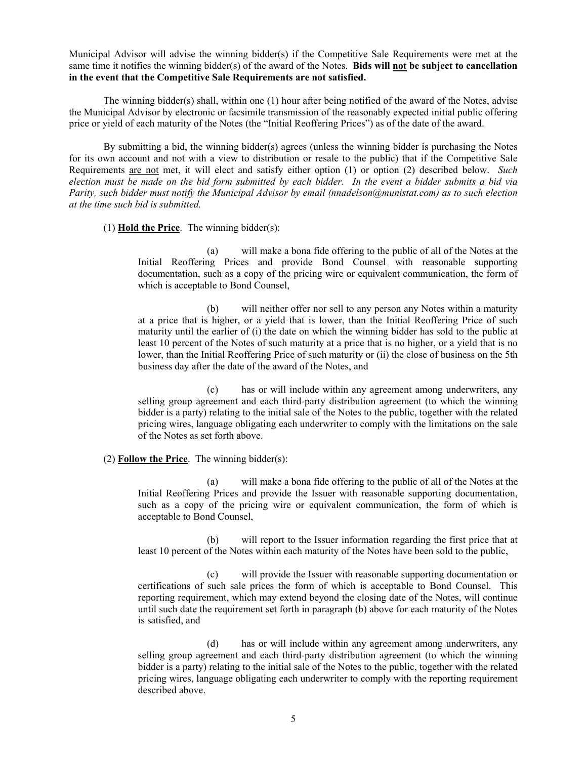Municipal Advisor will advise the winning bidder(s) if the Competitive Sale Requirements were met at the same time it notifies the winning bidder(s) of the award of the Notes. **Bids will not be subject to cancellation in the event that the Competitive Sale Requirements are not satisfied.**

The winning bidder(s) shall, within one (1) hour after being notified of the award of the Notes, advise the Municipal Advisor by electronic or facsimile transmission of the reasonably expected initial public offering price or yield of each maturity of the Notes (the "Initial Reoffering Prices") as of the date of the award.

By submitting a bid, the winning bidder(s) agrees (unless the winning bidder is purchasing the Notes for its own account and not with a view to distribution or resale to the public) that if the Competitive Sale Requirements are not met, it will elect and satisfy either option (1) or option (2) described below. *Such election must be made on the bid form submitted by each bidder. In the event a bidder submits a bid via Parity, such bidder must notify the Municipal Advisor by email (nnadelson@munistat.com) as to such election at the time such bid is submitted.*

(1) **Hold the Price**. The winning bidder(s):

(a) will make a bona fide offering to the public of all of the Notes at the Initial Reoffering Prices and provide Bond Counsel with reasonable supporting documentation, such as a copy of the pricing wire or equivalent communication, the form of which is acceptable to Bond Counsel,

(b) will neither offer nor sell to any person any Notes within a maturity at a price that is higher, or a yield that is lower, than the Initial Reoffering Price of such maturity until the earlier of (i) the date on which the winning bidder has sold to the public at least 10 percent of the Notes of such maturity at a price that is no higher, or a yield that is no lower, than the Initial Reoffering Price of such maturity or (ii) the close of business on the 5th business day after the date of the award of the Notes, and

(c) has or will include within any agreement among underwriters, any selling group agreement and each third-party distribution agreement (to which the winning bidder is a party) relating to the initial sale of the Notes to the public, together with the related pricing wires, language obligating each underwriter to comply with the limitations on the sale of the Notes as set forth above.

(2) **Follow the Price**. The winning bidder(s):

(a) will make a bona fide offering to the public of all of the Notes at the Initial Reoffering Prices and provide the Issuer with reasonable supporting documentation, such as a copy of the pricing wire or equivalent communication, the form of which is acceptable to Bond Counsel,

(b) will report to the Issuer information regarding the first price that at least 10 percent of the Notes within each maturity of the Notes have been sold to the public,

(c) will provide the Issuer with reasonable supporting documentation or certifications of such sale prices the form of which is acceptable to Bond Counsel. This reporting requirement, which may extend beyond the closing date of the Notes, will continue until such date the requirement set forth in paragraph (b) above for each maturity of the Notes is satisfied, and

(d) has or will include within any agreement among underwriters, any selling group agreement and each third-party distribution agreement (to which the winning bidder is a party) relating to the initial sale of the Notes to the public, together with the related pricing wires, language obligating each underwriter to comply with the reporting requirement described above.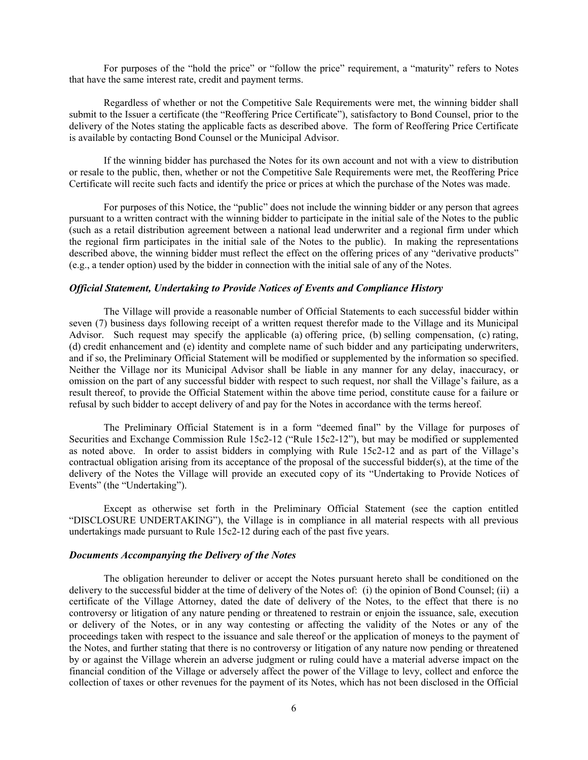For purposes of the "hold the price" or "follow the price" requirement, a "maturity" refers to Notes that have the same interest rate, credit and payment terms.

Regardless of whether or not the Competitive Sale Requirements were met, the winning bidder shall submit to the Issuer a certificate (the "Reoffering Price Certificate"), satisfactory to Bond Counsel, prior to the delivery of the Notes stating the applicable facts as described above. The form of Reoffering Price Certificate is available by contacting Bond Counsel or the Municipal Advisor.

If the winning bidder has purchased the Notes for its own account and not with a view to distribution or resale to the public, then, whether or not the Competitive Sale Requirements were met, the Reoffering Price Certificate will recite such facts and identify the price or prices at which the purchase of the Notes was made.

For purposes of this Notice, the "public" does not include the winning bidder or any person that agrees pursuant to a written contract with the winning bidder to participate in the initial sale of the Notes to the public (such as a retail distribution agreement between a national lead underwriter and a regional firm under which the regional firm participates in the initial sale of the Notes to the public). In making the representations described above, the winning bidder must reflect the effect on the offering prices of any "derivative products" (e.g., a tender option) used by the bidder in connection with the initial sale of any of the Notes.

### *Official Statement, Undertaking to Provide Notices of Events and Compliance History*

The Village will provide a reasonable number of Official Statements to each successful bidder within seven (7) business days following receipt of a written request therefor made to the Village and its Municipal Advisor. Such request may specify the applicable (a) offering price, (b) selling compensation, (c) rating, (d) credit enhancement and (e) identity and complete name of such bidder and any participating underwriters, and if so, the Preliminary Official Statement will be modified or supplemented by the information so specified. Neither the Village nor its Municipal Advisor shall be liable in any manner for any delay, inaccuracy, or omission on the part of any successful bidder with respect to such request, nor shall the Village's failure, as a result thereof, to provide the Official Statement within the above time period, constitute cause for a failure or refusal by such bidder to accept delivery of and pay for the Notes in accordance with the terms hereof.

The Preliminary Official Statement is in a form "deemed final" by the Village for purposes of Securities and Exchange Commission Rule 15c2-12 ("Rule 15c2-12"), but may be modified or supplemented as noted above. In order to assist bidders in complying with Rule 15c2-12 and as part of the Village's contractual obligation arising from its acceptance of the proposal of the successful bidder(s), at the time of the delivery of the Notes the Village will provide an executed copy of its "Undertaking to Provide Notices of Events" (the "Undertaking").

Except as otherwise set forth in the Preliminary Official Statement (see the caption entitled "DISCLOSURE UNDERTAKING"), the Village is in compliance in all material respects with all previous undertakings made pursuant to Rule 15c2-12 during each of the past five years.

### *Documents Accompanying the Delivery of the Notes*

The obligation hereunder to deliver or accept the Notes pursuant hereto shall be conditioned on the delivery to the successful bidder at the time of delivery of the Notes of: (i) the opinion of Bond Counsel; (ii) a certificate of the Village Attorney, dated the date of delivery of the Notes, to the effect that there is no controversy or litigation of any nature pending or threatened to restrain or enjoin the issuance, sale, execution or delivery of the Notes, or in any way contesting or affecting the validity of the Notes or any of the proceedings taken with respect to the issuance and sale thereof or the application of moneys to the payment of the Notes, and further stating that there is no controversy or litigation of any nature now pending or threatened by or against the Village wherein an adverse judgment or ruling could have a material adverse impact on the financial condition of the Village or adversely affect the power of the Village to levy, collect and enforce the collection of taxes or other revenues for the payment of its Notes, which has not been disclosed in the Official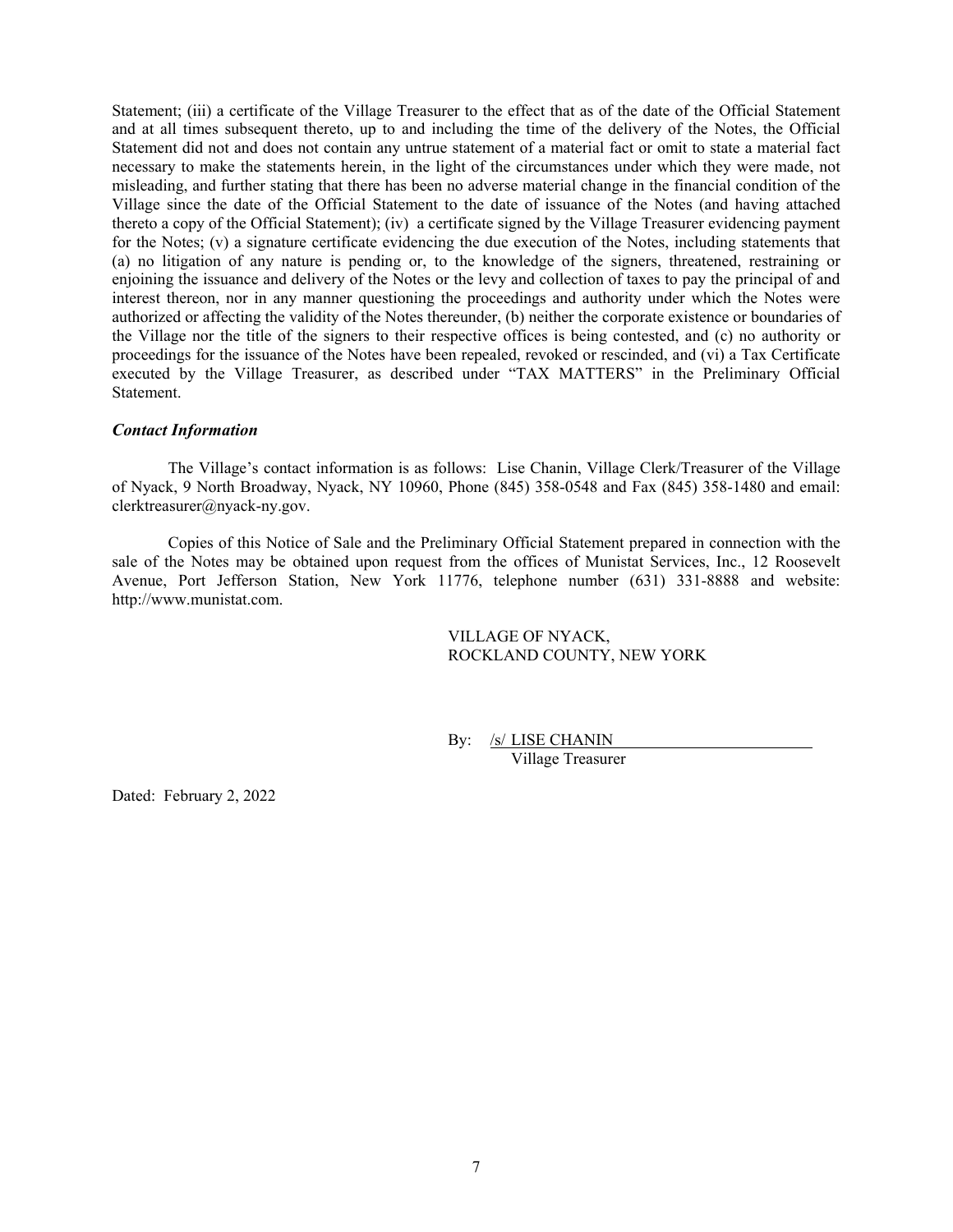Statement; (iii) a certificate of the Village Treasurer to the effect that as of the date of the Official Statement and at all times subsequent thereto, up to and including the time of the delivery of the Notes, the Official Statement did not and does not contain any untrue statement of a material fact or omit to state a material fact necessary to make the statements herein, in the light of the circumstances under which they were made, not misleading, and further stating that there has been no adverse material change in the financial condition of the Village since the date of the Official Statement to the date of issuance of the Notes (and having attached thereto a copy of the Official Statement); (iv) a certificate signed by the Village Treasurer evidencing payment for the Notes; (v) a signature certificate evidencing the due execution of the Notes, including statements that (a) no litigation of any nature is pending or, to the knowledge of the signers, threatened, restraining or enjoining the issuance and delivery of the Notes or the levy and collection of taxes to pay the principal of and interest thereon, nor in any manner questioning the proceedings and authority under which the Notes were authorized or affecting the validity of the Notes thereunder, (b) neither the corporate existence or boundaries of the Village nor the title of the signers to their respective offices is being contested, and (c) no authority or proceedings for the issuance of the Notes have been repealed, revoked or rescinded, and (vi) a Tax Certificate executed by the Village Treasurer, as described under "TAX MATTERS" in the Preliminary Official Statement.

***Contact Information***

The Village's contact information is as follows: Lise Chanin, Village Clerk/Treasurer of the Village of Nyack, 9 North Broadway, Nyack, NY 10960, Phone (845) 358-0548 and Fax (845) 358-1480 and email: clerktreasurer@nyack-ny.gov.

Copies of this Notice of Sale and the Preliminary Official Statement prepared in connection with the sale of the Notes may be obtained upon request from the offices of Munistat Services, Inc., 12 Roosevelt Avenue, Port Jefferson Station, New York 11776, telephone number (631) 331-8888 and website: http://www.munistat.com.

VILLAGE OF NYACK,
ROCKLAND COUNTY, NEW YORK

By: /s/ LISE CHANIN
Village Treasurer

Dated: February 2, 2022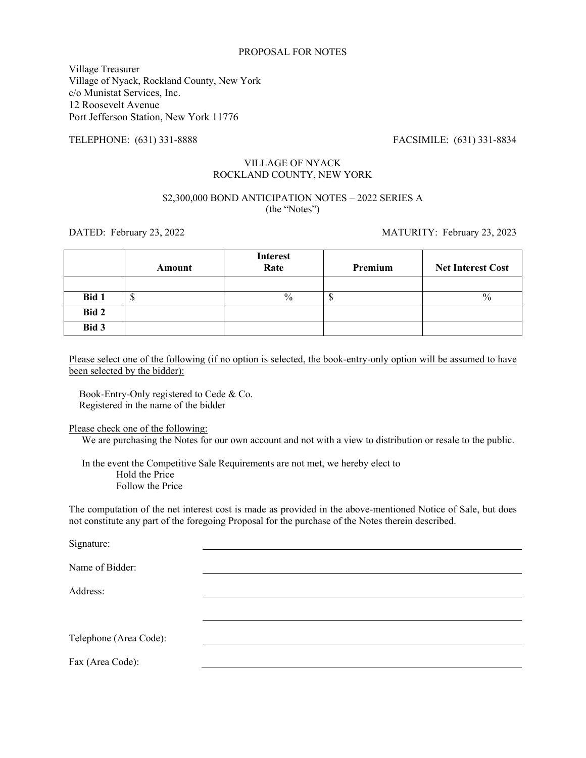PROPOSAL FOR NOTES

Village Treasurer
Village of Nyack, Rockland County, New York
c/o Munistat Services, Inc.
12 Roosevelt Avenue
Port Jefferson Station, New York 11776

TELEPHONE: (631) 331-8888 FACSIMILE: (631) 331-8834

VILLAGE OF NYACK
ROCKLAND COUNTY, NEW YORK

$2,300,000 BOND ANTICIPATION NOTES – 2022 SERIES A
(the "Notes")

DATED: February 23, 2022 MATURITY: February 23, 2023

| | Amount | Interest Rate | Premium | Net Interest Cost |
|---|---|---|---|---|
| | | | | |
| **Bid 1** | $ | % | $ | % |
| **Bid 2** | | | | |
| **Bid 3** | | | | |

Please select one of the following (if no option is selected, the book-entry-only option will be assumed to have been selected by the bidder):

Book-Entry-Only registered to Cede & Co.
Registered in the name of the bidder

Please check one of the following:

We are purchasing the Notes for our own account and not with a view to distribution or resale to the public.

In the event the Competitive Sale Requirements are not met, we hereby elect to
Hold the Price
Follow the Price

The computation of the net interest cost is made as provided in the above-mentioned Notice of Sale, but does not constitute any part of the foregoing Proposal for the purchase of the Notes therein described.

Signature: \_\_\_\_\_\_\_\_\_\_\_\_\_\_\_\_\_\_\_\_\_\_\_\_

Name of Bidder: \_\_\_\_\_\_\_\_\_\_\_\_\_\_\_\_\_\_\_\_\_\_\_\_

Address: \_\_\_\_\_\_\_\_\_\_\_\_\_\_\_\_\_\_\_\_\_\_\_\_

\_\_\_\_\_\_\_\_\_\_\_\_\_\_\_\_\_\_\_\_\_\_\_\_

Telephone (Area Code): \_\_\_\_\_\_\_\_\_\_\_\_\_\_\_\_\_\_\_\_\_\_\_\_

Fax (Area Code): \_\_\_\_\_\_\_\_\_\_\_\_\_\_\_\_\_\_\_\_\_\_\_\_